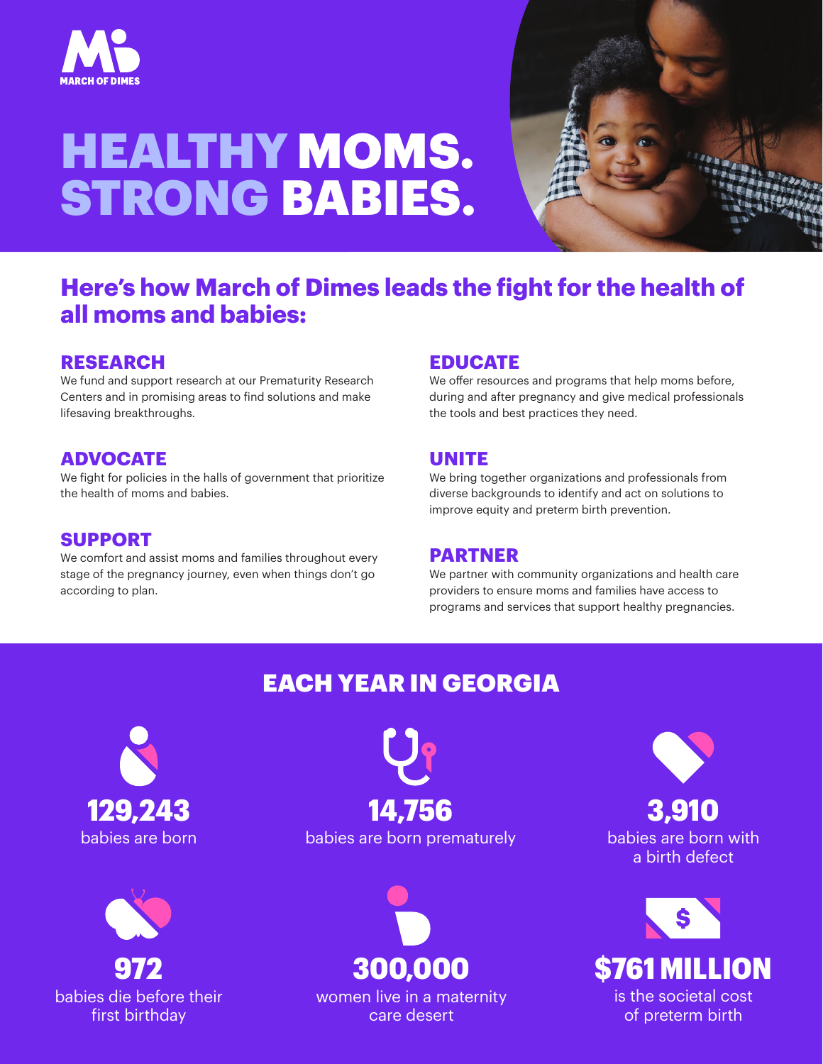MARCH OF DIMES

# HEALTHY MOMS. STRONG BABIES.

## Here's how March of Dimes leads the fight for the health of all moms and babies:

### RESEARCH
We fund and support research at our Prematurity Research Centers and in promising areas to find solutions and make lifesaving breakthroughs.

### ADVOCATE
We fight for policies in the halls of government that prioritize the health of moms and babies.

### SUPPORT
We comfort and assist moms and families throughout every stage of the pregnancy journey, even when things don't go according to plan.

### EDUCATE
We offer resources and programs that help moms before, during and after pregnancy and give medical professionals the tools and best practices they need.

### UNITE
We bring together organizations and professionals from diverse backgrounds to identify and act on solutions to improve equity and preterm birth prevention.

### PARTNER
We partner with community organizations and health care providers to ensure moms and families have access to programs and services that support healthy pregnancies.

## EACH YEAR IN GEORGIA

**129,243**
babies are born

**14,756**
babies are born prematurely

**3,910**
babies are born with a birth defect

**972**
babies die before their first birthday

**300,000**
women live in a maternity care desert

**$761 MILLION**
is the societal cost of preterm birth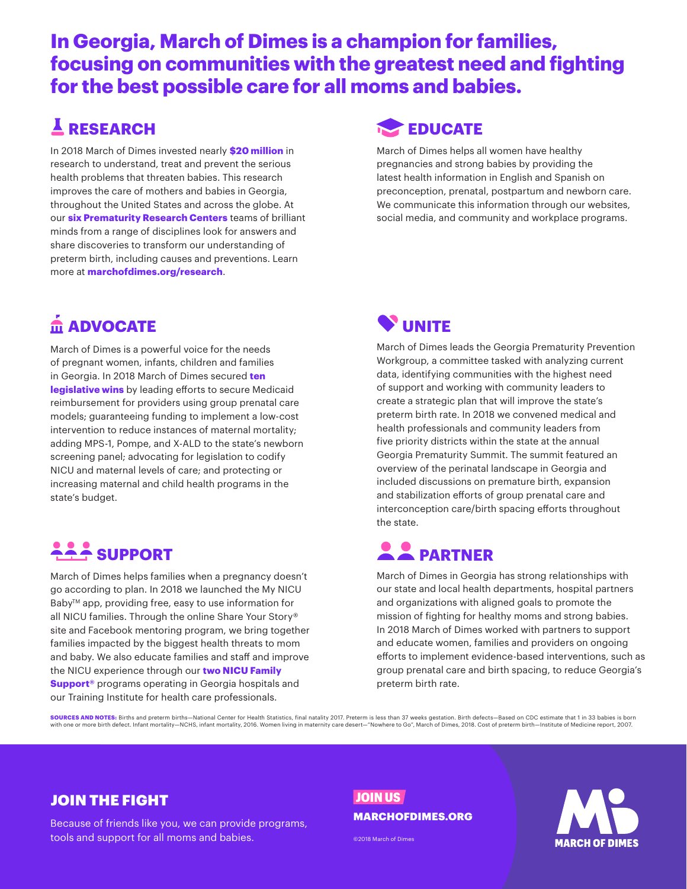# In Georgia, March of Dimes is a champion for families, focusing on communities with the greatest need and fighting for the best possible care for all moms and babies.

## RESEARCH

In 2018 March of Dimes invested nearly **$20 million** in research to understand, treat and prevent the serious health problems that threaten babies. This research improves the care of mothers and babies in Georgia, throughout the United States and across the globe. At our **six Prematurity Research Centers** teams of brilliant minds from a range of disciplines look for answers and share discoveries to transform our understanding of preterm birth, including causes and preventions. Learn more at **marchofdimes.org/research**.

## EDUCATE

March of Dimes helps all women have healthy pregnancies and strong babies by providing the latest health information in English and Spanish on preconception, prenatal, postpartum and newborn care. We communicate this information through our websites, social media, and community and workplace programs.

## ADVOCATE

March of Dimes is a powerful voice for the needs of pregnant women, infants, children and families in Georgia. In 2018 March of Dimes secured **ten legislative wins** by leading efforts to secure Medicaid reimbursement for providers using group prenatal care models; guaranteeing funding to implement a low-cost intervention to reduce instances of maternal mortality; adding MPS-1, Pompe, and X-ALD to the state's newborn screening panel; advocating for legislation to codify NICU and maternal levels of care; and protecting or increasing maternal and child health programs in the state's budget.

## UNITE

March of Dimes leads the Georgia Prematurity Prevention Workgroup, a committee tasked with analyzing current data, identifying communities with the highest need of support and working with community leaders to create a strategic plan that will improve the state's preterm birth rate. In 2018 we convened medical and health professionals and community leaders from five priority districts within the state at the annual Georgia Prematurity Summit. The summit featured an overview of the perinatal landscape in Georgia and included discussions on premature birth, expansion and stabilization efforts of group prenatal care and interconception care/birth spacing efforts throughout the state.

## SUPPORT

March of Dimes helps families when a pregnancy doesn't go according to plan. In 2018 we launched the My NICU Baby™ app, providing free, easy to use information for all NICU families. Through the online Share Your Story® site and Facebook mentoring program, we bring together families impacted by the biggest health threats to mom and baby. We also educate families and staff and improve the NICU experience through our **two NICU Family Support®** programs operating in Georgia hospitals and our Training Institute for health care professionals.

## PARTNER

March of Dimes in Georgia has strong relationships with our state and local health departments, hospital partners and organizations with aligned goals to promote the mission of fighting for healthy moms and strong babies. In 2018 March of Dimes worked with partners to support and educate women, families and providers on ongoing efforts to implement evidence-based interventions, such as group prenatal care and birth spacing, to reduce Georgia's preterm birth rate.

**SOURCES AND NOTES:** Births and preterm births—National Center for Health Statistics, final natality 2017. Preterm is less than 37 weeks gestation. Birth defects—Based on CDC estimate that 1 in 33 babies is born with one or more birth defect. Infant mortality—NCHS, infant mortality, 2016. Women living in maternity care desert—"Nowhere to Go", March of Dimes, 2018. Cost of preterm birth—Institute of Medicine report, 2007.

## JOIN THE FIGHT

Because of friends like you, we can provide programs, tools and support for all moms and babies.

**JOIN US**

**MARCHOFDIMES.ORG**

©2018 March of Dimes

MARCH OF DIMES